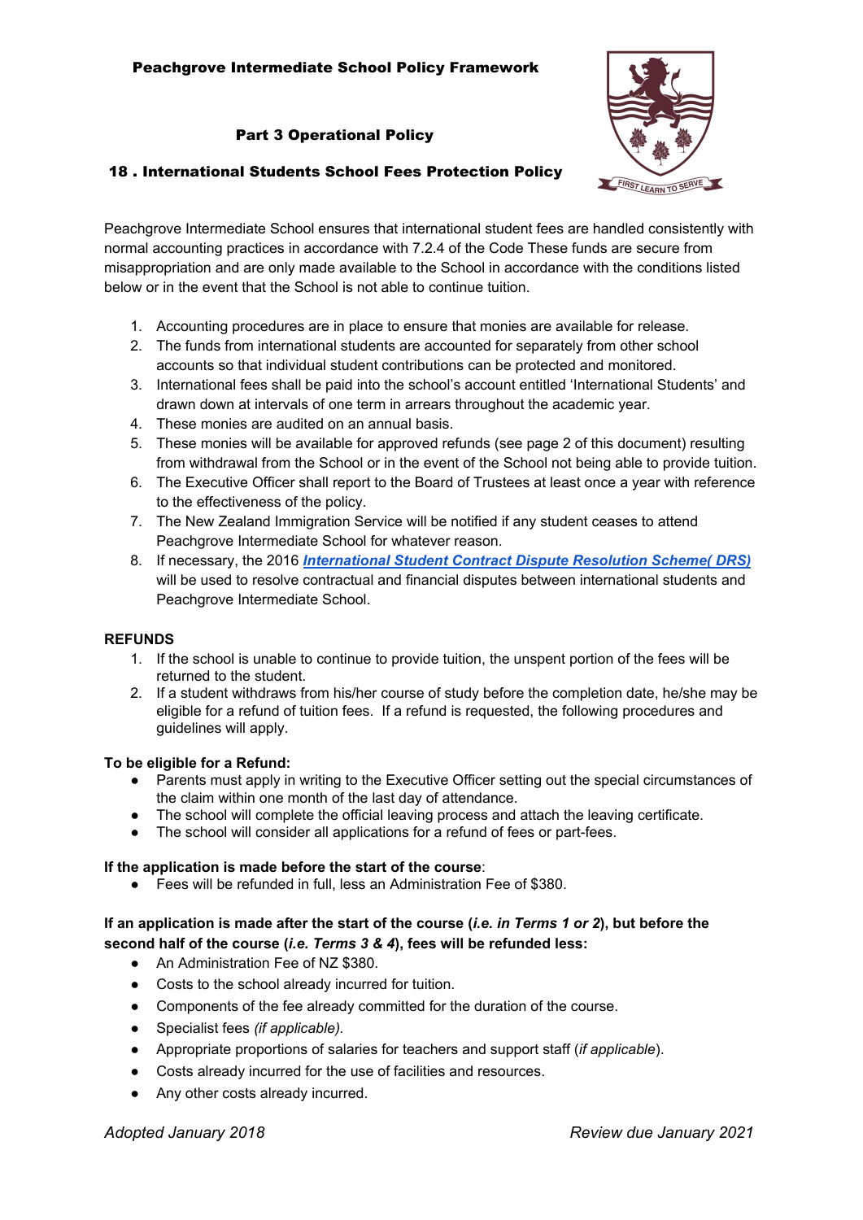**Peachgrove Intermediate School Policy Framework**

## Part 3 Operational Policy

## 18 . International Students School Fees Protection Policy

Peachgrove Intermediate School ensures that international student fees are handled consistently with normal accounting practices in accordance with 7.2.4 of the Code These funds are secure from misappropriation and are only made available to the School in accordance with the conditions listed below or in the event that the School is not able to continue tuition.

1. Accounting procedures are in place to ensure that monies are available for release.
2. The funds from international students are accounted for separately from other school accounts so that individual student contributions can be protected and monitored.
3. International fees shall be paid into the school's account entitled 'International Students' and drawn down at intervals of one term in arrears throughout the academic year.
4. These monies are audited on an annual basis.
5. These monies will be available for approved refunds (see page 2 of this document) resulting from withdrawal from the School or in the event of the School not being able to provide tuition.
6. The Executive Officer shall report to the Board of Trustees at least once a year with reference to the effectiveness of the policy.
7. The New Zealand Immigration Service will be notified if any student ceases to attend Peachgrove Intermediate School for whatever reason.
8. If necessary, the 2016 ***International Student Contract Dispute Resolution Scheme( DRS)*** will be used to resolve contractual and financial disputes between international students and Peachgrove Intermediate School.

**REFUNDS**

1. If the school is unable to continue to provide tuition, the unspent portion of the fees will be returned to the student.
2. If a student withdraws from his/her course of study before the completion date, he/she may be eligible for a refund of tuition fees. If a refund is requested, the following procedures and guidelines will apply.

**To be eligible for a Refund:**

- Parents must apply in writing to the Executive Officer setting out the special circumstances of the claim within one month of the last day of attendance.
- The school will complete the official leaving process and attach the leaving certificate.
- The school will consider all applications for a refund of fees or part-fees.

**If the application is made before the start of the course**:

- Fees will be refunded in full, less an Administration Fee of $380.

**If an application is made after the start of the course (*i.e. in Terms 1 or 2*), but before the second half of the course (*i.e. Terms 3 & 4*), fees will be refunded less:**

- An Administration Fee of NZ $380.
- Costs to the school already incurred for tuition.
- Components of the fee already committed for the duration of the course.
- Specialist fees *(if applicable)*.
- Appropriate proportions of salaries for teachers and support staff (*if applicable*).
- Costs already incurred for the use of facilities and resources.
- Any other costs already incurred.

*Adopted January 2018* *Review due January 2021*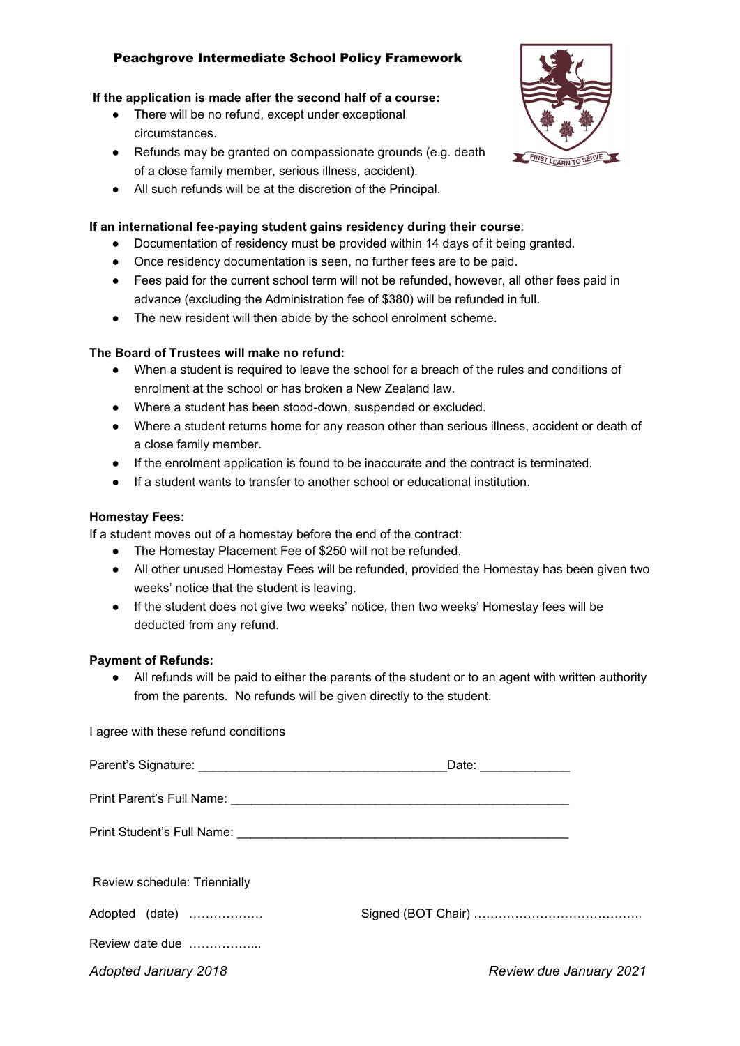**Peachgrove Intermediate School Policy Framework**

**If the application is made after the second half of a course:**

- There will be no refund, except under exceptional circumstances.
- Refunds may be granted on compassionate grounds (e.g. death of a close family member, serious illness, accident).
- All such refunds will be at the discretion of the Principal.

**If an international fee-paying student gains residency during their course**:

- Documentation of residency must be provided within 14 days of it being granted.
- Once residency documentation is seen, no further fees are to be paid.
- Fees paid for the current school term will not be refunded, however, all other fees paid in advance (excluding the Administration fee of $380) will be refunded in full.
- The new resident will then abide by the school enrolment scheme.

**The Board of Trustees will make no refund:**

- When a student is required to leave the school for a breach of the rules and conditions of enrolment at the school or has broken a New Zealand law.
- Where a student has been stood-down, suspended or excluded.
- Where a student returns home for any reason other than serious illness, accident or death of a close family member.
- If the enrolment application is found to be inaccurate and the contract is terminated.
- If a student wants to transfer to another school or educational institution.

**Homestay Fees:**

If a student moves out of a homestay before the end of the contract:

- The Homestay Placement Fee of $250 will not be refunded.
- All other unused Homestay Fees will be refunded, provided the Homestay has been given two weeks' notice that the student is leaving.
- If the student does not give two weeks' notice, then two weeks' Homestay fees will be deducted from any refund.

**Payment of Refunds:**

- All refunds will be paid to either the parents of the student or to an agent with written authority from the parents. No refunds will be given directly to the student.

I agree with these refund conditions

Parent's Signature: ___________________________________Date: _____________

Print Parent's Full Name: ________________________________________________

Print Student's Full Name: _______________________________________________

Review schedule: Triennially

Adopted (date) ……………… Signed (BOT Chair) …………………………………..

Review date due ……………...

*Adopted January 2018* *Review due January 2021*